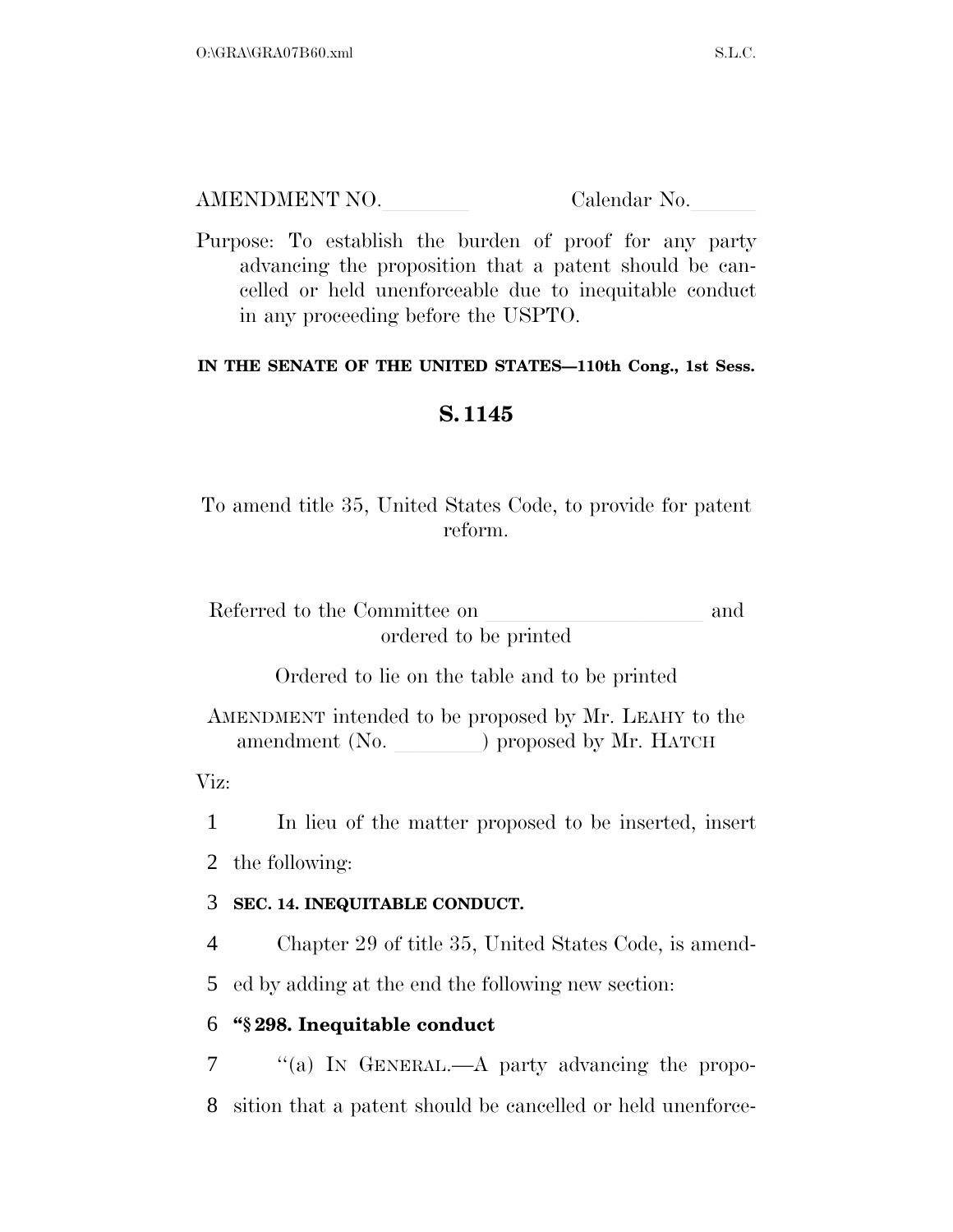AMENDMENT NO.\_\_\_\_\_\_\_\_ Calendar No.\_\_\_\_\_\_

Purpose: To establish the burden of proof for any party advancing the proposition that a patent should be cancelled or held unenforceable due to inequitable conduct in any proceeding before the USPTO.

**IN THE SENATE OF THE UNITED STATES—110th Cong., 1st Sess.**

**S. 1145**

To amend title 35, United States Code, to provide for patent reform.

Referred to the Committee on \_\_\_\_\_\_\_\_\_\_\_\_\_\_\_\_\_\_\_\_ and ordered to be printed

Ordered to lie on the table and to be printed

AMENDMENT intended to be proposed by Mr. LEAHY to the amendment (No. \_\_\_\_\_\_\_\_) proposed by Mr. HATCH

Viz:

1 In lieu of the matter proposed to be inserted, insert
2 the following:

3 **SEC. 14. INEQUITABLE CONDUCT.**

4 Chapter 29 of title 35, United States Code, is amend-
5 ed by adding at the end the following new section:

6 **"§ 298. Inequitable conduct**

7 "(a) IN GENERAL.—A party advancing the propo-
8 sition that a patent should be cancelled or held unenforce-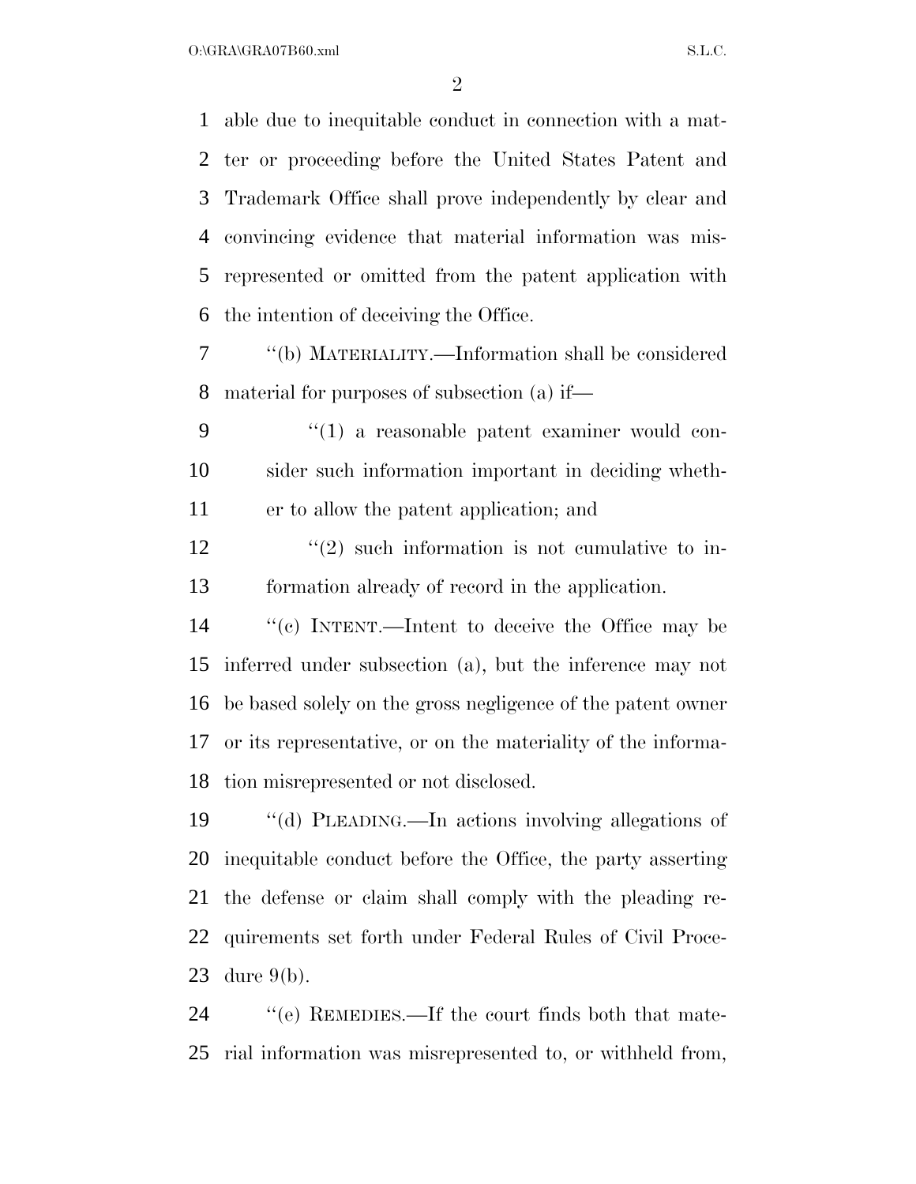able due to inequitable conduct in connection with a matter or proceeding before the United States Patent and Trademark Office shall prove independently by clear and convincing evidence that material information was misrepresented or omitted from the patent application with the intention of deceiving the Office.

''(b) MATERIALITY.—Information shall be considered material for purposes of subsection (a) if—

''(1) a reasonable patent examiner would consider such information important in deciding whether to allow the patent application; and

''(2) such information is not cumulative to information already of record in the application.

''(c) INTENT.—Intent to deceive the Office may be inferred under subsection (a), but the inference may not be based solely on the gross negligence of the patent owner or its representative, or on the materiality of the information misrepresented or not disclosed.

''(d) PLEADING.—In actions involving allegations of inequitable conduct before the Office, the party asserting the defense or claim shall comply with the pleading requirements set forth under Federal Rules of Civil Procedure 9(b).

''(e) REMEDIES.—If the court finds both that material information was misrepresented to, or withheld from,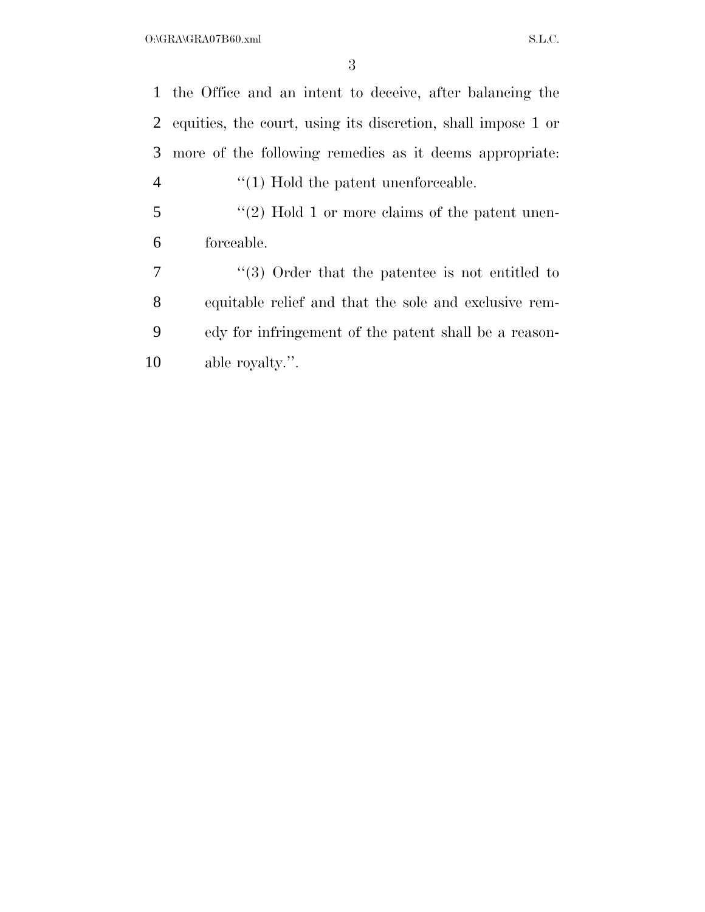the Office and an intent to deceive, after balancing the equities, the court, using its discretion, shall impose 1 or more of the following remedies as it deems appropriate:

"(1) Hold the patent unenforceable.

"(2) Hold 1 or more claims of the patent unenforceable.

"(3) Order that the patentee is not entitled to equitable relief and that the sole and exclusive remedy for infringement of the patent shall be a reasonable royalty.".